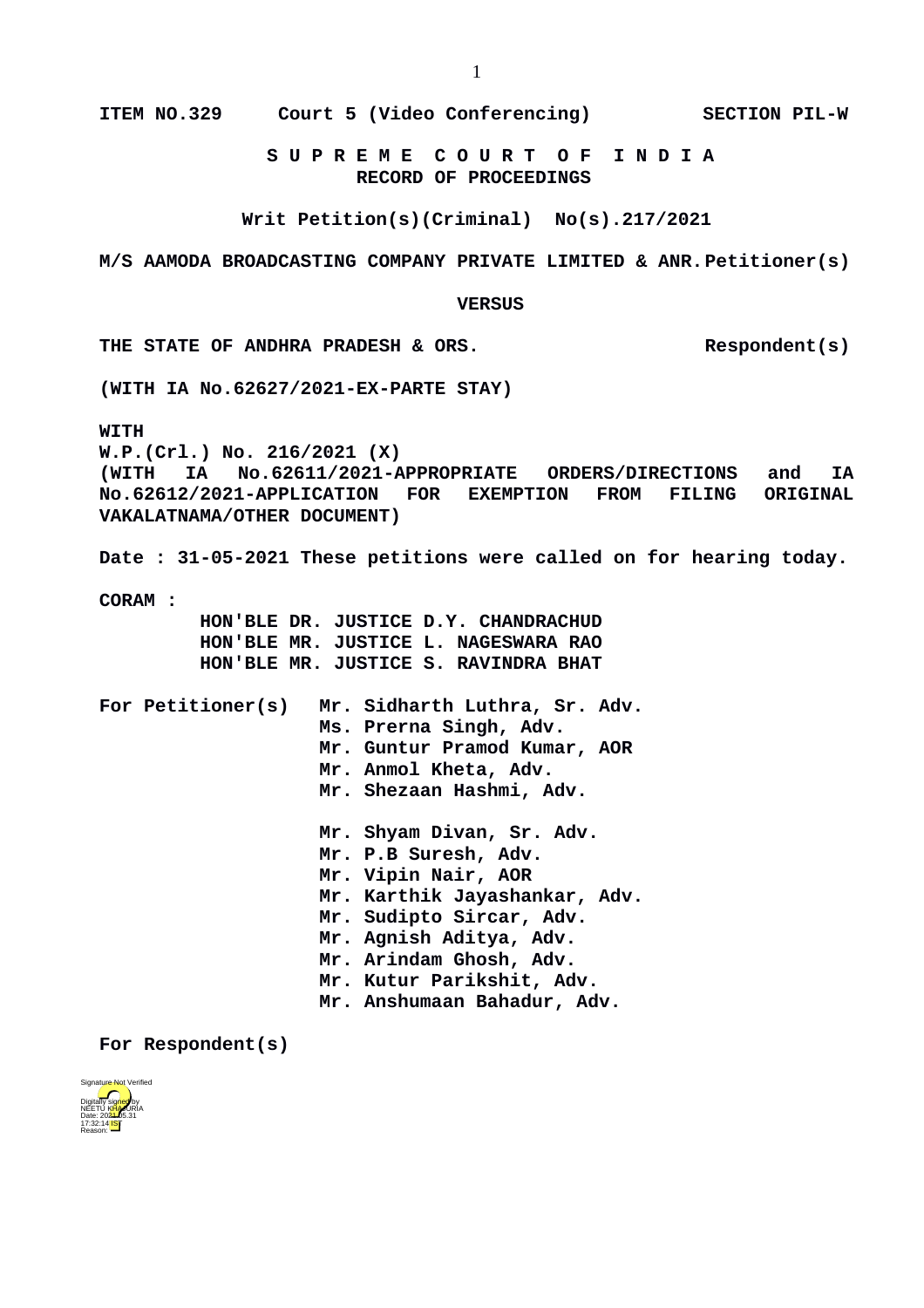**ITEM NO.329 Court 5 (Video Conferencing) SECTION PIL-W**

**S U P R E M E C O U R T O F I N D I A**
**RECORD OF PROCEEDINGS**

**Writ Petition(s)(Criminal) No(s).217/2021**

**M/S AAMODA BROADCASTING COMPANY PRIVATE LIMITED & ANR. Petitioner(s)**

**VERSUS**

**THE STATE OF ANDHRA PRADESH & ORS. Respondent(s)**

**(WITH IA No.62627/2021-EX-PARTE STAY)**

**WITH**
**W.P.(Crl.) No. 216/2021 (X)**
**(WITH IA No.62611/2021-APPROPRIATE ORDERS/DIRECTIONS and IA No.62612/2021-APPLICATION FOR EXEMPTION FROM FILING ORIGINAL VAKALATNAMA/OTHER DOCUMENT)**

**Date : 31-05-2021 These petitions were called on for hearing today.**

**CORAM :**
**HON'BLE DR. JUSTICE D.Y. CHANDRACHUD**
**HON'BLE MR. JUSTICE L. NAGESWARA RAO**
**HON'BLE MR. JUSTICE S. RAVINDRA BHAT**

**For Petitioner(s)**
**Mr. Sidharth Luthra, Sr. Adv.**
**Ms. Prerna Singh, Adv.**
**Mr. Guntur Pramod Kumar, AOR**
**Mr. Anmol Kheta, Adv.**
**Mr. Shezaan Hashmi, Adv.**

**Mr. Shyam Divan, Sr. Adv.**
**Mr. P.B Suresh, Adv.**
**Mr. Vipin Nair, AOR**
**Mr. Karthik Jayashankar, Adv.**
**Mr. Sudipto Sircar, Adv.**
**Mr. Agnish Aditya, Adv.**
**Mr. Arindam Ghosh, Adv.**
**Mr. Kutur Parikshit, Adv.**
**Mr. Anshumaan Bahadur, Adv.**

**For Respondent(s)**

Signature Not Verified
Digitally signed by NEETU KHAJURIA
Date: 2021.05.31 17:32:14 IST
Reason: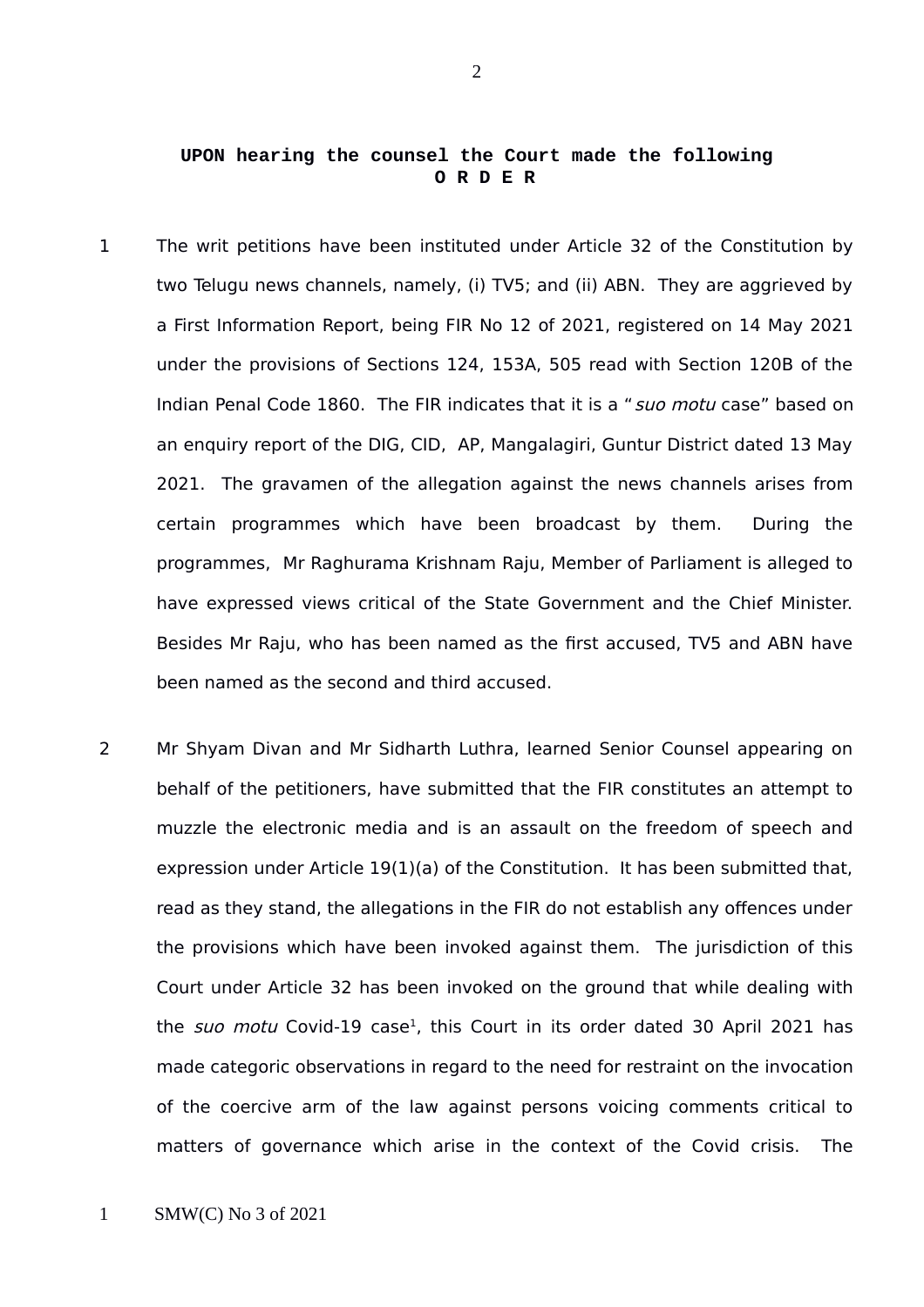**UPON hearing the counsel the Court made the following**
**O R D E R**

1 The writ petitions have been instituted under Article 32 of the Constitution by two Telugu news channels, namely, (i) TV5; and (ii) ABN. They are aggrieved by a First Information Report, being FIR No 12 of 2021, registered on 14 May 2021 under the provisions of Sections 124, 153A, 505 read with Section 120B of the Indian Penal Code 1860. The FIR indicates that it is a "*suo motu* case" based on an enquiry report of the DIG, CID, AP, Mangalagiri, Guntur District dated 13 May 2021. The gravamen of the allegation against the news channels arises from certain programmes which have been broadcast by them. During the programmes, Mr Raghurama Krishnam Raju, Member of Parliament is alleged to have expressed views critical of the State Government and the Chief Minister. Besides Mr Raju, who has been named as the first accused, TV5 and ABN have been named as the second and third accused.

2 Mr Shyam Divan and Mr Sidharth Luthra, learned Senior Counsel appearing on behalf of the petitioners, have submitted that the FIR constitutes an attempt to muzzle the electronic media and is an assault on the freedom of speech and expression under Article 19(1)(a) of the Constitution. It has been submitted that, read as they stand, the allegations in the FIR do not establish any offences under the provisions which have been invoked against them. The jurisdiction of this Court under Article 32 has been invoked on the ground that while dealing with the *suo motu* Covid-19 case[1], this Court in its order dated 30 April 2021 has made categoric observations in regard to the need for restraint on the invocation of the coercive arm of the law against persons voicing comments critical to matters of governance which arise in the context of the Covid crisis. The

[1] SMW(C) No 3 of 2021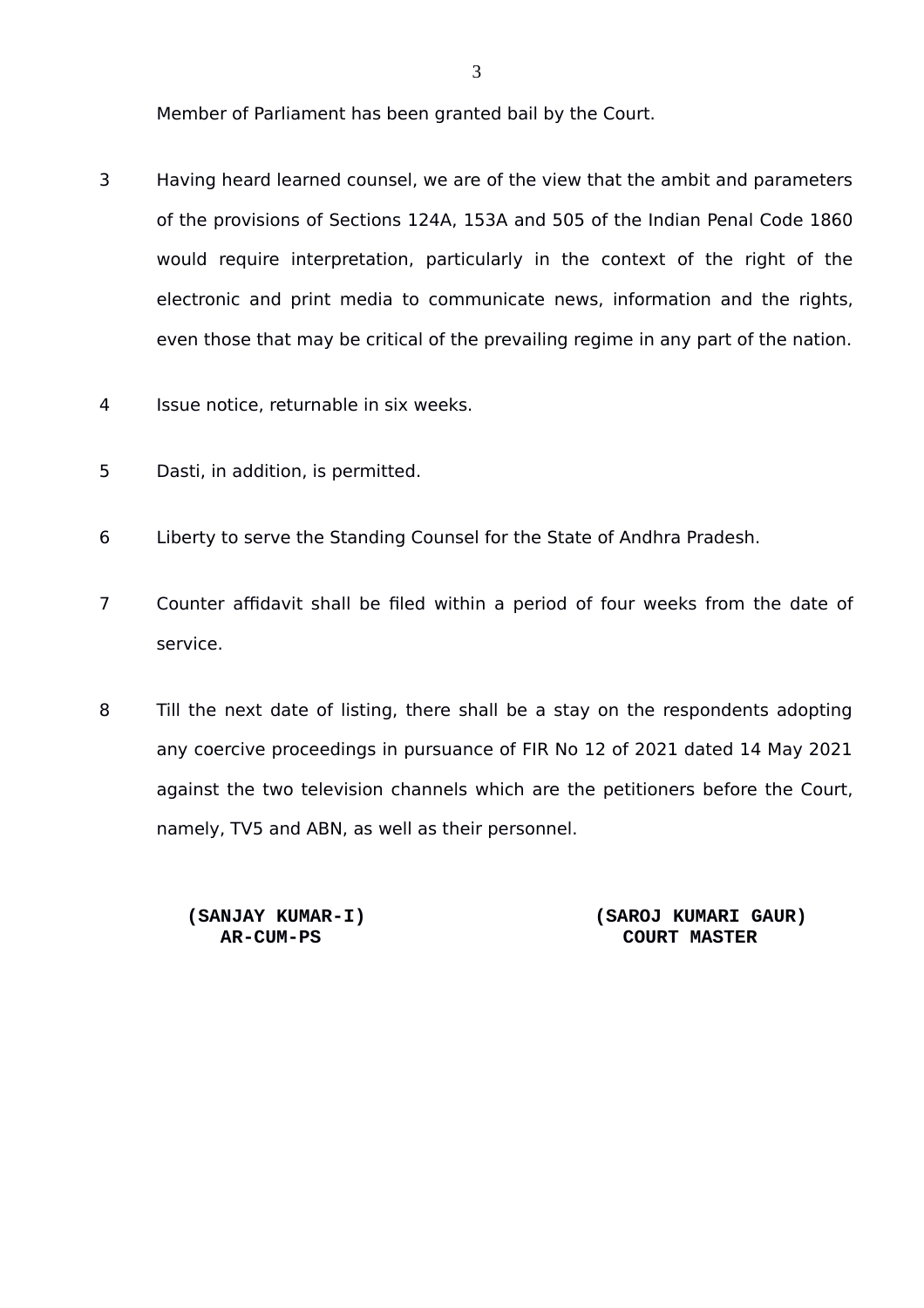Member of Parliament has been granted bail by the Court.

3 Having heard learned counsel, we are of the view that the ambit and parameters of the provisions of Sections 124A, 153A and 505 of the Indian Penal Code 1860 would require interpretation, particularly in the context of the right of the electronic and print media to communicate news, information and the rights, even those that may be critical of the prevailing regime in any part of the nation.

4 Issue notice, returnable in six weeks.

5 Dasti, in addition, is permitted.

6 Liberty to serve the Standing Counsel for the State of Andhra Pradesh.

7 Counter affidavit shall be filed within a period of four weeks from the date of service.

8 Till the next date of listing, there shall be a stay on the respondents adopting any coercive proceedings in pursuance of FIR No 12 of 2021 dated 14 May 2021 against the two television channels which are the petitioners before the Court, namely, TV5 and ABN, as well as their personnel.

**(SANJAY KUMAR-I)**
**AR-CUM-PS**

**(SAROJ KUMARI GAUR)**
**COURT MASTER**